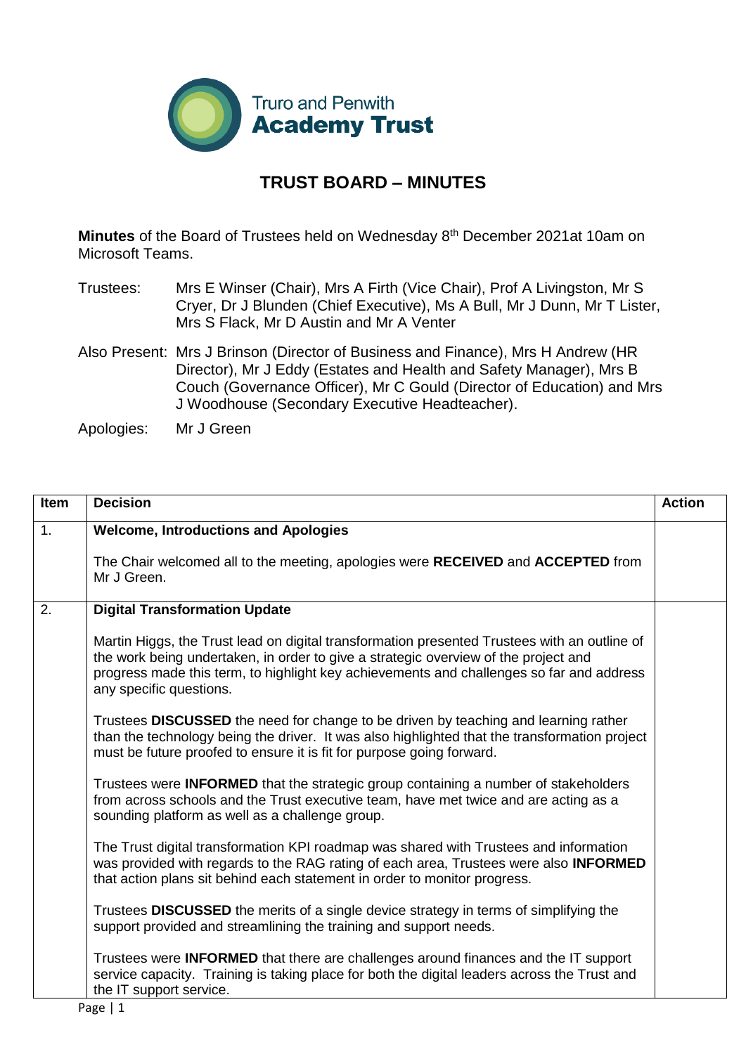Truro and Penwith **Academy Trust**

# TRUST BOARD – MINUTES

**Minutes** of the Board of Trustees held on Wednesday 8th December 2021at 10am on Microsoft Teams.

Trustees: Mrs E Winser (Chair), Mrs A Firth (Vice Chair), Prof A Livingston, Mr S Cryer, Dr J Blunden (Chief Executive), Ms A Bull, Mr J Dunn, Mr T Lister, Mrs S Flack, Mr D Austin and Mr A Venter

Also Present: Mrs J Brinson (Director of Business and Finance), Mrs H Andrew (HR Director), Mr J Eddy (Estates and Health and Safety Manager), Mrs B Couch (Governance Officer), Mr C Gould (Director of Education) and Mrs J Woodhouse (Secondary Executive Headteacher).

Apologies: Mr J Green

| Item | Decision | Action |
|---|---|---|
| 1. | **Welcome, Introductions and Apologies**<br><br>The Chair welcomed all to the meeting, apologies were **RECEIVED** and **ACCEPTED** from Mr J Green. | |
| 2. | **Digital Transformation Update**<br><br>Martin Higgs, the Trust lead on digital transformation presented Trustees with an outline of the work being undertaken, in order to give a strategic overview of the project and progress made this term, to highlight key achievements and challenges so far and address any specific questions.<br><br>Trustees **DISCUSSED** the need for change to be driven by teaching and learning rather than the technology being the driver. It was also highlighted that the transformation project must be future proofed to ensure it is fit for purpose going forward.<br><br>Trustees were **INFORMED** that the strategic group containing a number of stakeholders from across schools and the Trust executive team, have met twice and are acting as a sounding platform as well as a challenge group.<br><br>The Trust digital transformation KPI roadmap was shared with Trustees and information was provided with regards to the RAG rating of each area, Trustees were also **INFORMED** that action plans sit behind each statement in order to monitor progress.<br><br>Trustees **DISCUSSED** the merits of a single device strategy in terms of simplifying the support provided and streamlining the training and support needs.<br><br>Trustees were **INFORMED** that there are challenges around finances and the IT support service capacity. Training is taking place for both the digital leaders across the Trust and the IT support service. | |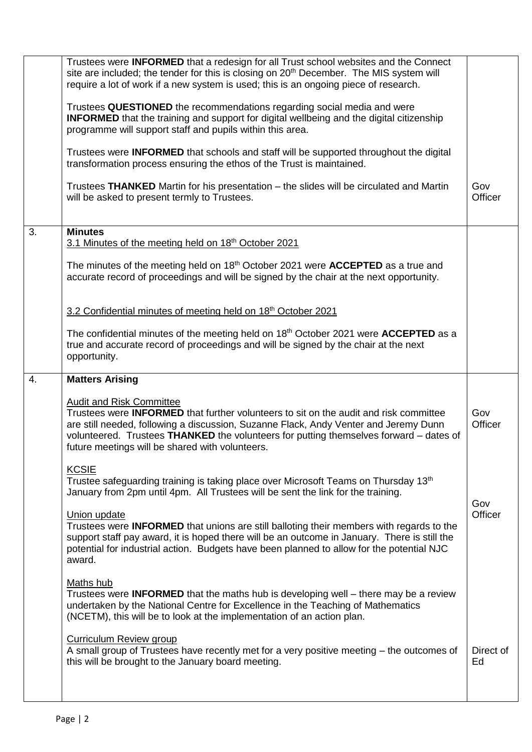| | | |
|---|---|---|
| | Trustees were **INFORMED** that a redesign for all Trust school websites and the Connect site are included; the tender for this is closing on 20th December. The MIS system will require a lot of work if a new system is used; this is an ongoing piece of research.<br><br>Trustees **QUESTIONED** the recommendations regarding social media and were **INFORMED** that the training and support for digital wellbeing and the digital citizenship programme will support staff and pupils within this area.<br><br>Trustees were **INFORMED** that schools and staff will be supported throughout the digital transformation process ensuring the ethos of the Trust is maintained.<br><br>Trustees **THANKED** Martin for his presentation – the slides will be circulated and Martin will be asked to present termly to Trustees. | Gov Officer |
| 3. | **Minutes**<br>3.1 Minutes of the meeting held on 18th October 2021<br><br>The minutes of the meeting held on 18th October 2021 were **ACCEPTED** as a true and accurate record of proceedings and will be signed by the chair at the next opportunity.<br><br>3.2 Confidential minutes of meeting held on 18th October 2021<br><br>The confidential minutes of the meeting held on 18th October 2021 were **ACCEPTED** as a true and accurate record of proceedings and will be signed by the chair at the next opportunity. | |
| 4. | **Matters Arising**<br><br>Audit and Risk Committee<br>Trustees were **INFORMED** that further volunteers to sit on the audit and risk committee are still needed, following a discussion, Suzanne Flack, Andy Venter and Jeremy Dunn volunteered. Trustees **THANKED** the volunteers for putting themselves forward – dates of future meetings will be shared with volunteers.<br><br>KCSIE<br>Trustee safeguarding training is taking place over Microsoft Teams on Thursday 13th January from 2pm until 4pm. All Trustees will be sent the link for the training.<br><br>Union update<br>Trustees were **INFORMED** that unions are still balloting their members with regards to the support staff pay award, it is hoped there will be an outcome in January. There is still the potential for industrial action. Budgets have been planned to allow for the potential NJC award.<br><br>Maths hub<br>Trustees were **INFORMED** that the maths hub is developing well – there may be a review undertaken by the National Centre for Excellence in the Teaching of Mathematics (NCETM), this will be to look at the implementation of an action plan.<br><br>Curriculum Review group<br>A small group of Trustees have recently met for a very positive meeting – the outcomes of this will be brought to the January board meeting. | Gov Officer<br><br>Gov Officer<br><br>Direct of Ed |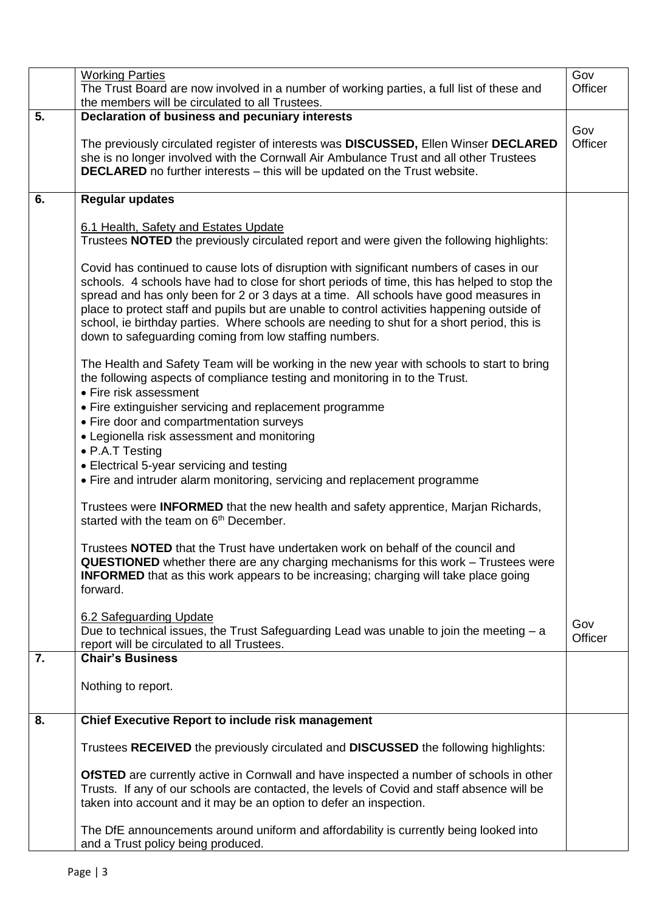| | | |
|---|---|---|
| | <u>Working Parties</u><br>The Trust Board are now involved in a number of working parties, a full list of these and the members will be circulated to all Trustees. | Gov Officer |
| **5.** | **Declaration of business and pecuniary interests**<br><br>The previously circulated register of interests was **DISCUSSED,** Ellen Winser **DECLARED** she is no longer involved with the Cornwall Air Ambulance Trust and all other Trustees **DECLARED** no further interests – this will be updated on the Trust website. | Gov Officer |
| **6.** | **Regular updates**<br><br><u>6.1 Health, Safety and Estates Update</u><br>Trustees **NOTED** the previously circulated report and were given the following highlights:<br><br>Covid has continued to cause lots of disruption with significant numbers of cases in our schools. 4 schools have had to close for short periods of time, this has helped to stop the spread and has only been for 2 or 3 days at a time. All schools have good measures in place to protect staff and pupils but are unable to control activities happening outside of school, ie birthday parties. Where schools are needing to shut for a short period, this is down to safeguarding coming from low staffing numbers.<br><br>The Health and Safety Team will be working in the new year with schools to start to bring the following aspects of compliance testing and monitoring in to the Trust.<br>• Fire risk assessment<br>• Fire extinguisher servicing and replacement programme<br>• Fire door and compartmentation surveys<br>• Legionella risk assessment and monitoring<br>• P.A.T Testing<br>• Electrical 5-year servicing and testing<br>• Fire and intruder alarm monitoring, servicing and replacement programme<br><br>Trustees were **INFORMED** that the new health and safety apprentice, Marjan Richards, started with the team on 6th December.<br><br>Trustees **NOTED** that the Trust have undertaken work on behalf of the council and **QUESTIONED** whether there are any charging mechanisms for this work – Trustees were **INFORMED** that as this work appears to be increasing; charging will take place going forward.<br><br><u>6.2 Safeguarding Update</u><br>Due to technical issues, the Trust Safeguarding Lead was unable to join the meeting – a report will be circulated to all Trustees. | Gov Officer |
| **7.** | **Chair's Business**<br><br>Nothing to report. | |
| **8.** | **Chief Executive Report to include risk management**<br><br>Trustees **RECEIVED** the previously circulated and **DISCUSSED** the following highlights:<br><br>**OfSTED** are currently active in Cornwall and have inspected a number of schools in other Trusts. If any of our schools are contacted, the levels of Covid and staff absence will be taken into account and it may be an option to defer an inspection.<br><br>The DfE announcements around uniform and affordability is currently being looked into and a Trust policy being produced. | |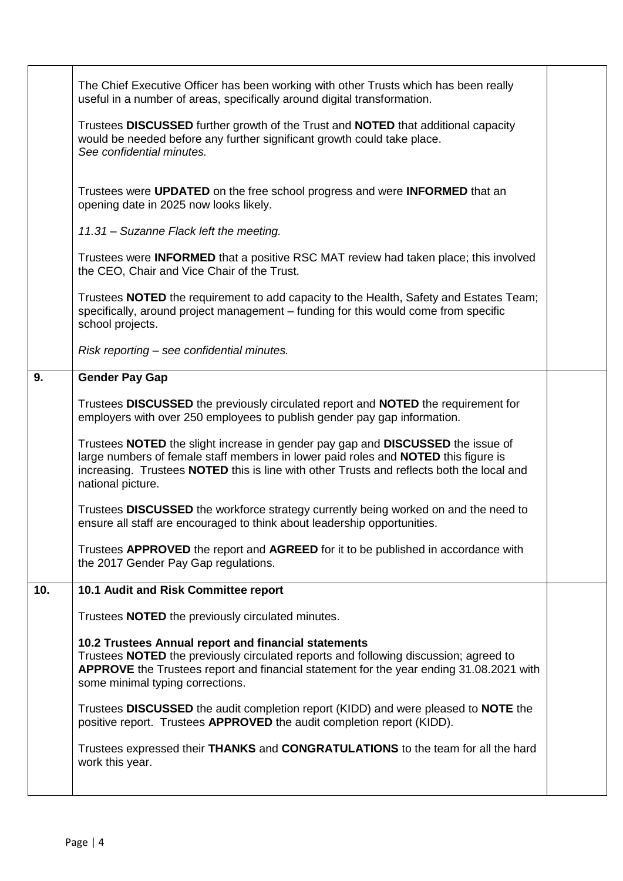| | | |
|---|---|---|
| | The Chief Executive Officer has been working with other Trusts which has been really useful in a number of areas, specifically around digital transformation.<br><br>Trustees **DISCUSSED** further growth of the Trust and **NOTED** that additional capacity would be needed before any further significant growth could take place.<br>*See confidential minutes.*<br><br>Trustees were **UPDATED** on the free school progress and were **INFORMED** that an opening date in 2025 now looks likely.<br><br>*11.31 – Suzanne Flack left the meeting.*<br><br>Trustees were **INFORMED** that a positive RSC MAT review had taken place; this involved the CEO, Chair and Vice Chair of the Trust.<br><br>Trustees **NOTED** the requirement to add capacity to the Health, Safety and Estates Team; specifically, around project management – funding for this would come from specific school projects.<br><br>*Risk reporting – see confidential minutes.* | |
| **9.** | **Gender Pay Gap**<br><br>Trustees **DISCUSSED** the previously circulated report and **NOTED** the requirement for employers with over 250 employees to publish gender pay gap information.<br><br>Trustees **NOTED** the slight increase in gender pay gap and **DISCUSSED** the issue of large numbers of female staff members in lower paid roles and **NOTED** this figure is increasing. Trustees **NOTED** this is line with other Trusts and reflects both the local and national picture.<br><br>Trustees **DISCUSSED** the workforce strategy currently being worked on and the need to ensure all staff are encouraged to think about leadership opportunities.<br><br>Trustees **APPROVED** the report and **AGREED** for it to be published in accordance with the 2017 Gender Pay Gap regulations. | |
| **10.** | **10.1 Audit and Risk Committee report**<br><br>Trustees **NOTED** the previously circulated minutes.<br><br>**10.2 Trustees Annual report and financial statements**<br>Trustees **NOTED** the previously circulated reports and following discussion; agreed to **APPROVE** the Trustees report and financial statement for the year ending 31.08.2021 with some minimal typing corrections.<br><br>Trustees **DISCUSSED** the audit completion report (KIDD) and were pleased to **NOTE** the positive report. Trustees **APPROVED** the audit completion report (KIDD).<br><br>Trustees expressed their **THANKS** and **CONGRATULATIONS** to the team for all the hard work this year. | |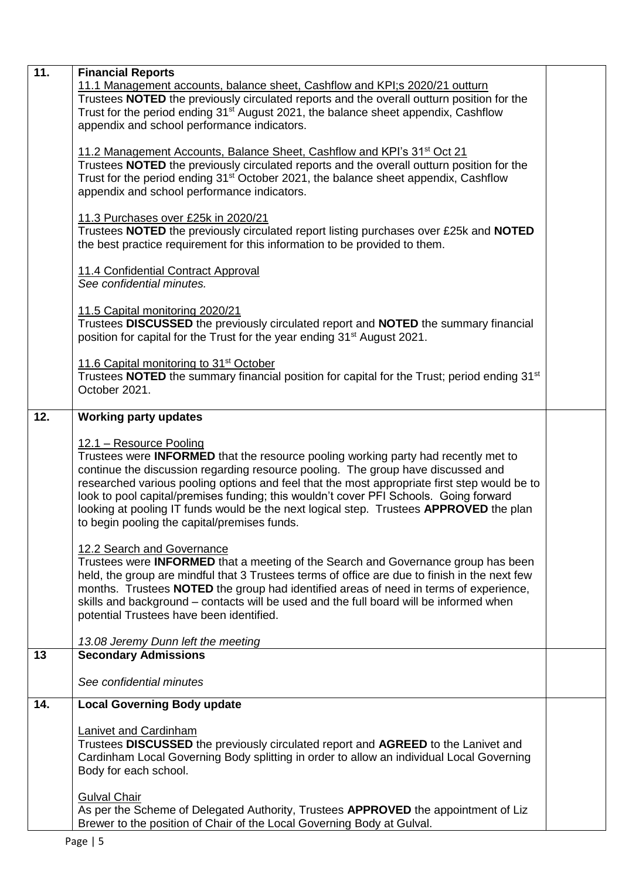| | | |
|---|---|---|
| **11.** | **Financial Reports**<br><br>11.1 Management accounts, balance sheet, Cashflow and KPI;s 2020/21 outturn<br>Trustees **NOTED** the previously circulated reports and the overall outturn position for the Trust for the period ending 31st August 2021, the balance sheet appendix, Cashflow appendix and school performance indicators.<br><br>11.2 Management Accounts, Balance Sheet, Cashflow and KPI's 31st Oct 21<br>Trustees **NOTED** the previously circulated reports and the overall outturn position for the Trust for the period ending 31st October 2021, the balance sheet appendix, Cashflow appendix and school performance indicators.<br><br>11.3 Purchases over £25k in 2020/21<br>Trustees **NOTED** the previously circulated report listing purchases over £25k and **NOTED** the best practice requirement for this information to be provided to them.<br><br>11.4 Confidential Contract Approval<br>*See confidential minutes.*<br><br>11.5 Capital monitoring 2020/21<br>Trustees **DISCUSSED** the previously circulated report and **NOTED** the summary financial position for capital for the Trust for the year ending 31st August 2021.<br><br>11.6 Capital monitoring to 31st October<br>Trustees **NOTED** the summary financial position for capital for the Trust; period ending 31st October 2021. | |
| **12.** | **Working party updates**<br><br>12.1 – Resource Pooling<br>Trustees were **INFORMED** that the resource pooling working party had recently met to continue the discussion regarding resource pooling. The group have discussed and researched various pooling options and feel that the most appropriate first step would be to look to pool capital/premises funding; this wouldn't cover PFI Schools. Going forward looking at pooling IT funds would be the next logical step. Trustees **APPROVED** the plan to begin pooling the capital/premises funds.<br><br>12.2 Search and Governance<br>Trustees were **INFORMED** that a meeting of the Search and Governance group has been held, the group are mindful that 3 Trustees terms of office are due to finish in the next few months. Trustees **NOTED** the group had identified areas of need in terms of experience, skills and background – contacts will be used and the full board will be informed when potential Trustees have been identified.<br><br>*13.08 Jeremy Dunn left the meeting* | |
| **13** | **Secondary Admissions**<br><br>*See confidential minutes* | |
| **14.** | **Local Governing Body update**<br><br>Lanivet and Cardinham<br>Trustees **DISCUSSED** the previously circulated report and **AGREED** to the Lanivet and Cardinham Local Governing Body splitting in order to allow an individual Local Governing Body for each school.<br><br>Gulval Chair<br>As per the Scheme of Delegated Authority, Trustees **APPROVED** the appointment of Liz Brewer to the position of Chair of the Local Governing Body at Gulval. | |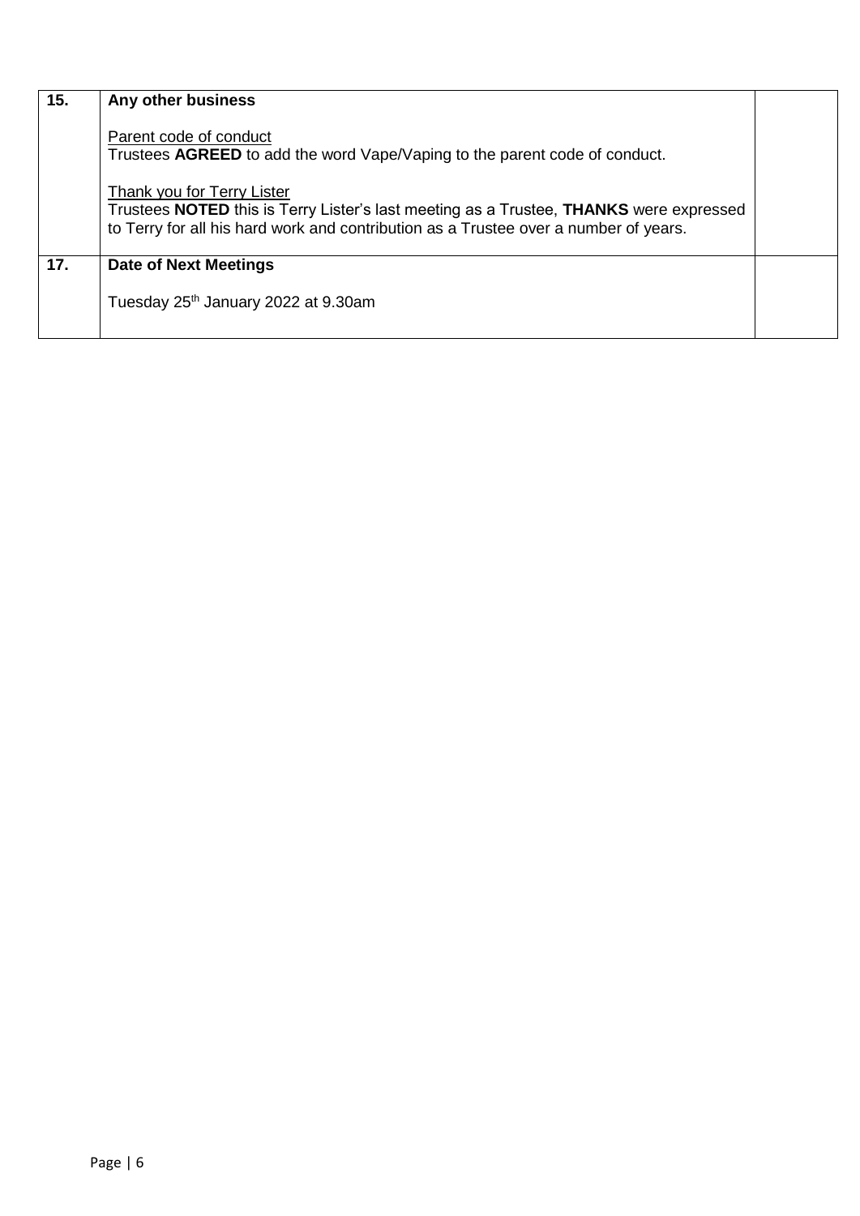| | | |
|---|---|---|
| **15.** | **Any other business**<br><br>Parent code of conduct<br>Trustees **AGREED** to add the word Vape/Vaping to the parent code of conduct.<br><br>Thank you for Terry Lister<br>Trustees **NOTED** this is Terry Lister's last meeting as a Trustee, **THANKS** were expressed to Terry for all his hard work and contribution as a Trustee over a number of years. | |
| **17.** | **Date of Next Meetings**<br><br>Tuesday 25th January 2022 at 9.30am | |